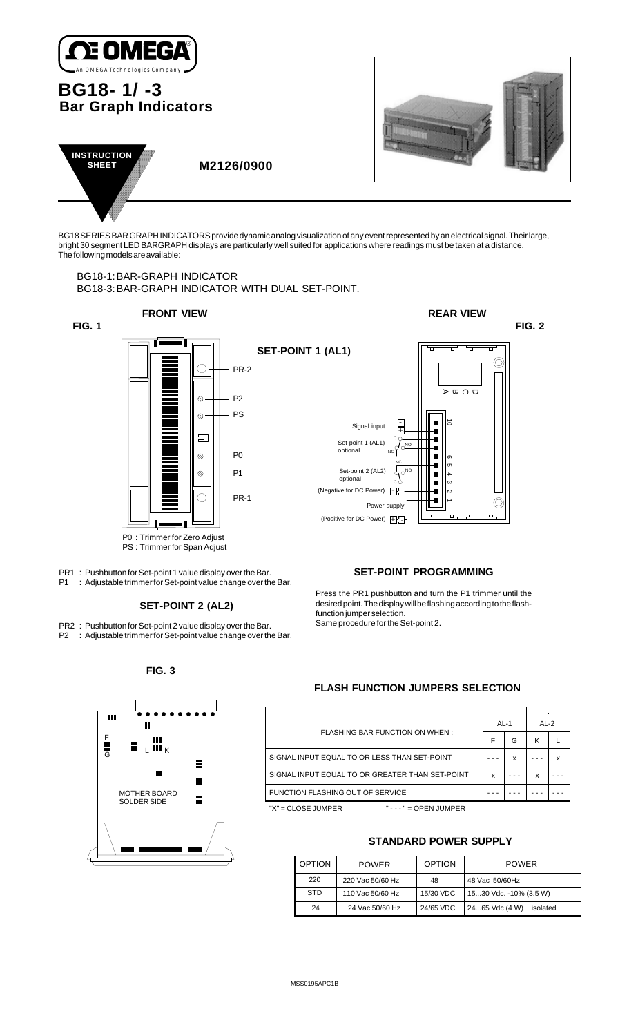# BG18- 1/ -3
## Bar Graph Indicators

**INSTRUCTION SHEET**

**M2126/0900**

BG18 SERIES BAR GRAPH INDICATORS provide dynamic analog visualization of any event represented by an electrical signal. Their large, bright 30 segment LED BARGRAPH displays are particularly well suited for applications where readings must be taken at a distance. The following models are available:

BG18-1: BAR-GRAPH INDICATOR
BG18-3: BAR-GRAPH INDICATOR WITH DUAL SET-POINT.

**FRONT VIEW**

**FIG. 1**

PR-2
P2
PS
P0
P1
PR-1

P0 : Trimmer for Zero Adjust
PS : Trimmer for Span Adjust

**REAR VIEW**

**FIG. 2**

A B C D

10 9 8 7 6 5 4 3 2 1

Signal input
Set-point 1 (AL1) optional — C, NO, NC
Set-point 2 (AL2) optional — NC, NO, C
(Negative for DC Power)
Power supply
(Positive for DC Power)

### SET-POINT 1 (AL1)

PR1 : Pushbutton for Set-point 1 value display over the Bar.
P1 : Adjustable trimmer for Set-point value change over the Bar.

### SET-POINT 2 (AL2)

PR2 : Pushbutton for Set-point 2 value display over the Bar.
P2 : Adjustable trimmer for Set-point value change over the Bar.

### SET-POINT PROGRAMMING

Press the PR1 pushbutton and turn the P1 trimmer until the desired point. The display will be flashing according to the flash-function jumper selection.
Same procedure for the Set-point 2.

**FIG. 3**

F G L K

MOTHER BOARD SOLDER SIDE

### FLASH FUNCTION JUMPERS SELECTION

| FLASHING BAR FUNCTION ON WHEN : | AL-1 | | AL-2 | |
|---|---|---|---|---|
| | F | G | K | L |
| SIGNAL INPUT EQUAL TO OR LESS THAN SET-POINT | - - - | x | - - - | x |
| SIGNAL INPUT EQUAL TO OR GREATER THAN SET-POINT | x | - - - | x | - - - |
| FUNCTION FLASHING OUT OF SERVICE | - - - | - - - | - - - | - - - |

"X" = CLOSE JUMPER  " - - - " = OPEN JUMPER

### STANDARD POWER SUPPLY

| OPTION | POWER | OPTION | POWER |
|---|---|---|---|
| 220 | 220 Vac 50/60 Hz | 48 | 48 Vac 50/60Hz |
| STD | 110 Vac 50/60 Hz | 15/30 VDC | 15...30 Vdc. -10% (3.5 W) |
| 24 | 24 Vac 50/60 Hz | 24/65 VDC | 24...65 Vdc (4 W) isolated |

MSS0195APC1B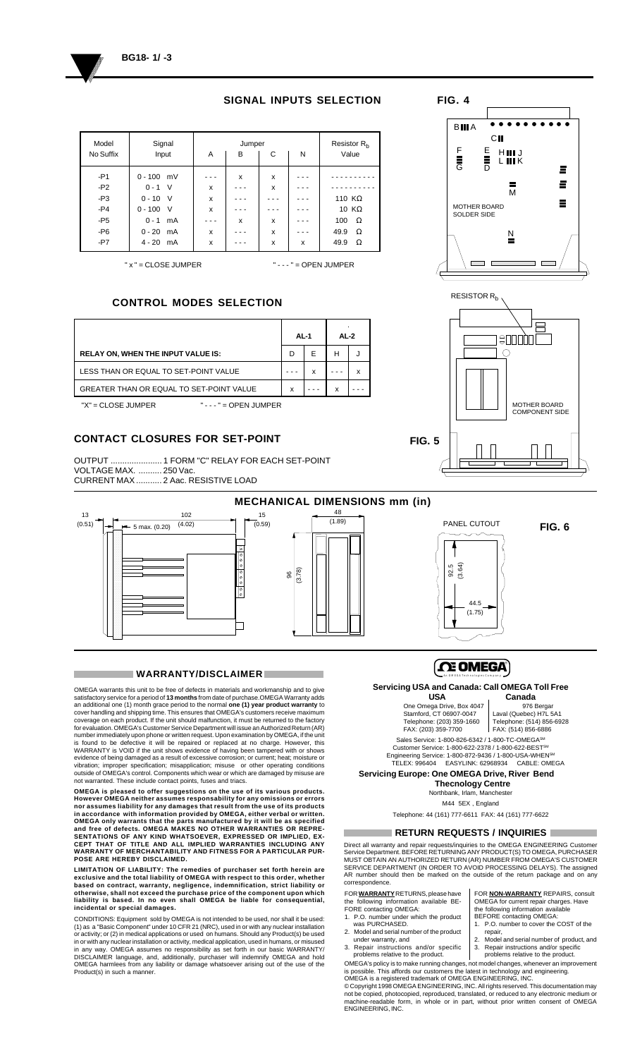## SIGNAL INPUTS SELECTION

| Model No Suffix | Signal Input | Jumper A | B | C | N | Resistor $R_b$ Value |
|---|---|---|---|---|---|---|
| -P1 | 0 - 100 mV | - - - | x | x | - - - | - - - - - - - - - - |
| -P2 | 0 - 1 V | x | - - - | x | - - - | - - - - - - - - - - |
| -P3 | 0 - 10 V | x | - - - | - - - | - - - | 110 KΩ |
| -P4 | 0 - 100 V | x | - - - | - - - | - - - | 10 KΩ |
| -P5 | 0 - 1 mA | - - - | x | x | - - - | 100 Ω |
| -P6 | 0 - 20 mA | x | - - - | x | - - - | 49.9 Ω |
| -P7 | 4 - 20 mA | x | - - - | x | x | 49.9 Ω |

" x " = CLOSE JUMPER " - - - " = OPEN JUMPER

**FIG. 4**

B A, C, F G, E D, H J, L K, M, N

MOTHER BOARD SOLDER SIDE

RESISTOR $R_b$

MOTHER BOARD COMPONENT SIDE

**FIG. 5**

## CONTROL MODES SELECTION

| | AL-1 | | AL-2 | |
|---|---|---|---|---|
| **RELAY ON, WHEN THE INPUT VALUE IS:** | D | E | H | J |
| LESS THAN OR EQUAL TO SET-POINT VALUE | - - - | x | - - - | x |
| GREATER THAN OR EQUAL TO SET-POINT VALUE | x | - - - | x | - - - |

"X" = CLOSE JUMPER " - - - " = OPEN JUMPER

## CONTACT CLOSURES FOR SET-POINT

OUTPUT ...................... 1 FORM "C" RELAY FOR EACH SET-POINT
VOLTAGE MAX. .......... 250 Vac.
CURRENT MAX ........... 2 Aac. RESISTIVE LOAD

## MECHANICAL DIMENSIONS mm (in)

13 (0.51) 102 (4.02) 5 max. (0.20) 15 (0.59) 48 (1.89) 96 (3.78)

PANEL CUTOUT 92.5 (3.64) 44.5 (1.75)

**FIG. 6**

## WARRANTY/DISCLAIMER

OMEGA warrants this unit to be free of defects in materials and workmanship and to give satisfactory service for a period of **13 months** from date of purchase.OMEGA Warranty adds an additional one (1) month grace period to the normal **one (1) year product warranty** to cover handling and shipping time. This ensures that OMEGA's customers receive maximum coverage on each product. If the unit should malfunction, it must be returned to the factory for evaluation. OMEGA's Customer Service Department will issue an Authorized Return (AR) number immediately upon phone or written request. Upon examination by OMEGA, if the unit is found to be defective it will be repaired or replaced at no charge. However, this WARRANTY is VOID if the unit shows evidence of having been tampered with or shows evidence of being damaged as a result of excessive corrosion; or current; heat; moisture or vibration; improper specification; misapplication; misuse or other operating conditions outside of OMEGA's control. Components which wear or which are damaged by misuse are not warranted. These include contact points, fuses and triacs.

**OMEGA is pleased to offer suggestions on the use of its various products. However OMEGA neither assumes responsability for any omissions or errors nor assumes liability for any damages that result from the use of its products in accordance with information provided by OMEGA, either verbal or written. OMEGA only warrants that the parts manufactured by it will be as specified and free of defects. OMEGA MAKES NO OTHER WARRANTIES OR REPRESENTATIONS OF ANY KIND WHATSOEVER, EXPRESSED OR IMPLIED, EXCEPT THAT OF TITLE AND ALL IMPLIED WARRANTIES INCLUDING ANY WARRANTY OF MERCHANTABILITY AND FITNESS FOR A PARTICULAR PURPOSE ARE HEREBY DISCLAIMED.**

**LIMITATION OF LIABILITY: The remedies of purchaser set forth herein are exclusive and the total liability of OMEGA with respect to this order, whether based on contract, warranty, negligence, indemnification, strict liability or otherwise, shall not exceed the purchase price of the component upon which liability is based. In no even shall OMEGA be liable for consequential, incidental or special damages.**

CONDITIONS: Equipment sold by OMEGA is not intended to be used, nor shall it be used: (1) as a "Basic Component" under 10 CFR 21 (NRC), used in or with any nuclear installation or activity; or (2) in medical applications or used on humans. Should any Product(s) be used in or with any nuclear installation or activity, medical application, used in humans, or misused in any way. OMEGA assumes no responsibility as set forth in our basic WARRANTY/DISCLAIMER language, and, additionally, purchaser will indemnify OMEGA and hold OMEGA harmlees from any liability or damage whatsoever arising out of the use of the Product(s) in such a manner.

**OMEGA**
An OMEGA Technologies Company

### Servicing USA and Canada: Call OMEGA Toll Free

| USA | Canada |
|---|---|
| One Omega Drive, Box 4047 | 976 Bergar |
| Stamford, CT 06907-0047 | Laval (Quebec) H7L 5A1 |
| Telephone: (203) 359-1660 | Telephone: (514) 856-6928 |
| FAX: (203) 359-7700 | FAX: (514) 856-6886 |

Sales Service: 1-800-826-6342 / 1-800-TC-OMEGA[SM]
Customer Service: 1-800-622-2378 / 1-800-622-BEST[SM]
Engineering Service: 1-800-872-9436 / 1-800-USA-WHEN[SM]
TELEX: 996404 EASYLINK: 62968934 CABLE: OMEGA

### Servicing Europe: One OMEGA Drive, River Bend Thecnology Centre

Northbank, Irlam, Manchester
M44 5EX , England
Telephone: 44 (161) 777-6611 FAX: 44 (161) 777-6622

## RETURN REQUESTS / INQUIRIES

Direct all warranty and repair requests/inquiries to the OMEGA ENGINEERING Customer Service Department. BEFORE RETURNING ANY PRODUCT(S) TO OMEGA, PURCHASER MUST OBTAIN AN AUTHORIZED RETURN (AR) NUMBER FROM OMEGA'S CUSTOMER SERVICE DEPARTMENT (IN ORDER TO AVOID PROCESSING DELAYS). The assigned AR number should then be marked on the outside of the return package and on any correspondence.

FOR **WARRANTY** RETURNS, please have the following information available BEFORE contacting OMEGA:

1. P.O. number under which the product was PURCHASED.
2. Model and serial number of the product under warranty, and
3. Repair instructions and/or specific problems relative to the product.

FOR **NON-WARRANTY** REPAIRS, consult OMEGA for current repair charges. Have the following information available BEFORE contacting OMEGA:

1. P.O. number to cover the COST of the repair,
2. Model and serial number of product, and
3. Repair instructions and/or specific problems relative to the product.

OMEGA's policy is to make running changes, not model changes, whenever an improvement is possible. This affords our customers the latest in technology and engineering.
OMEGA is a registered trademark of OMEGA ENGINEERING, INC.
© Copyright 1998 OMEGA ENGINEERING, INC. All rights reserved. This documentation may not be copied, photocopied, reproduced, translated, or reduced to any electronic medium or machine-readable form, in whole or in part, without prior written consent of OMEGA ENGINEERING, INC.